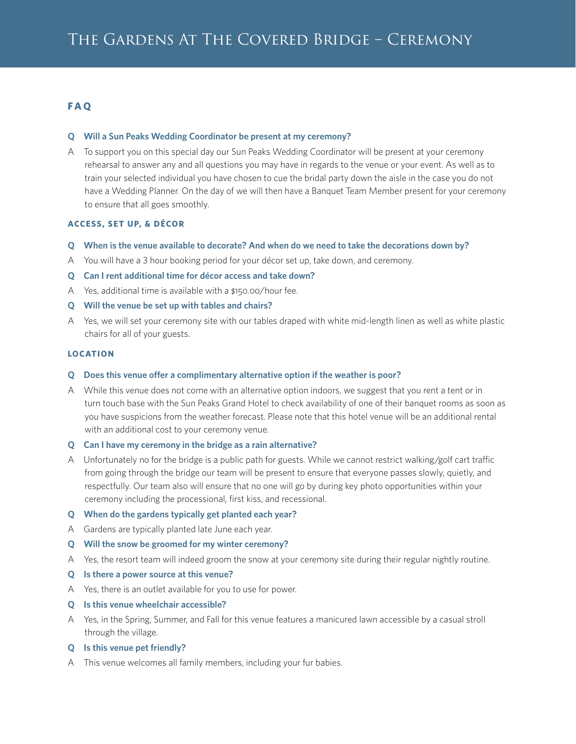# The Gardens At The Covered Bridge – Ceremony

## FAQ

**Q Will a Sun Peaks Wedding Coordinator be present at my ceremony?**

A To support you on this special day our Sun Peaks Wedding Coordinator will be present at your ceremony rehearsal to answer any and all questions you may have in regards to the venue or your event. As well as to train your selected individual you have chosen to cue the bridal party down the aisle in the case you do not have a Wedding Planner. On the day of we will then have a Banquet Team Member present for your ceremony to ensure that all goes smoothly.

### ACCESS, SET UP, & DÉCOR

**Q When is the venue available to decorate? And when do we need to take the decorations down by?**

A You will have a 3 hour booking period for your décor set up, take down, and ceremony.

**Q Can I rent additional time for décor access and take down?**

A Yes, additional time is available with a $150.00/hour fee.

**Q Will the venue be set up with tables and chairs?**

A Yes, we will set your ceremony site with our tables draped with white mid-length linen as well as white plastic chairs for all of your guests.

### LOCATION

**Q Does this venue offer a complimentary alternative option if the weather is poor?**

A While this venue does not come with an alternative option indoors, we suggest that you rent a tent or in turn touch base with the Sun Peaks Grand Hotel to check availability of one of their banquet rooms as soon as you have suspicions from the weather forecast. Please note that this hotel venue will be an additional rental with an additional cost to your ceremony venue.

**Q Can I have my ceremony in the bridge as a rain alternative?**

A Unfortunately no for the bridge is a public path for guests. While we cannot restrict walking/golf cart traffic from going through the bridge our team will be present to ensure that everyone passes slowly, quietly, and respectfully. Our team also will ensure that no one will go by during key photo opportunities within your ceremony including the processional, first kiss, and recessional.

**Q When do the gardens typically get planted each year?**

A Gardens are typically planted late June each year.

**Q Will the snow be groomed for my winter ceremony?**

A Yes, the resort team will indeed groom the snow at your ceremony site during their regular nightly routine.

**Q Is there a power source at this venue?**

A Yes, there is an outlet available for you to use for power.

**Q Is this venue wheelchair accessible?**

A Yes, in the Spring, Summer, and Fall for this venue features a manicured lawn accessible by a casual stroll through the village.

**Q Is this venue pet friendly?**

A This venue welcomes all family members, including your fur babies.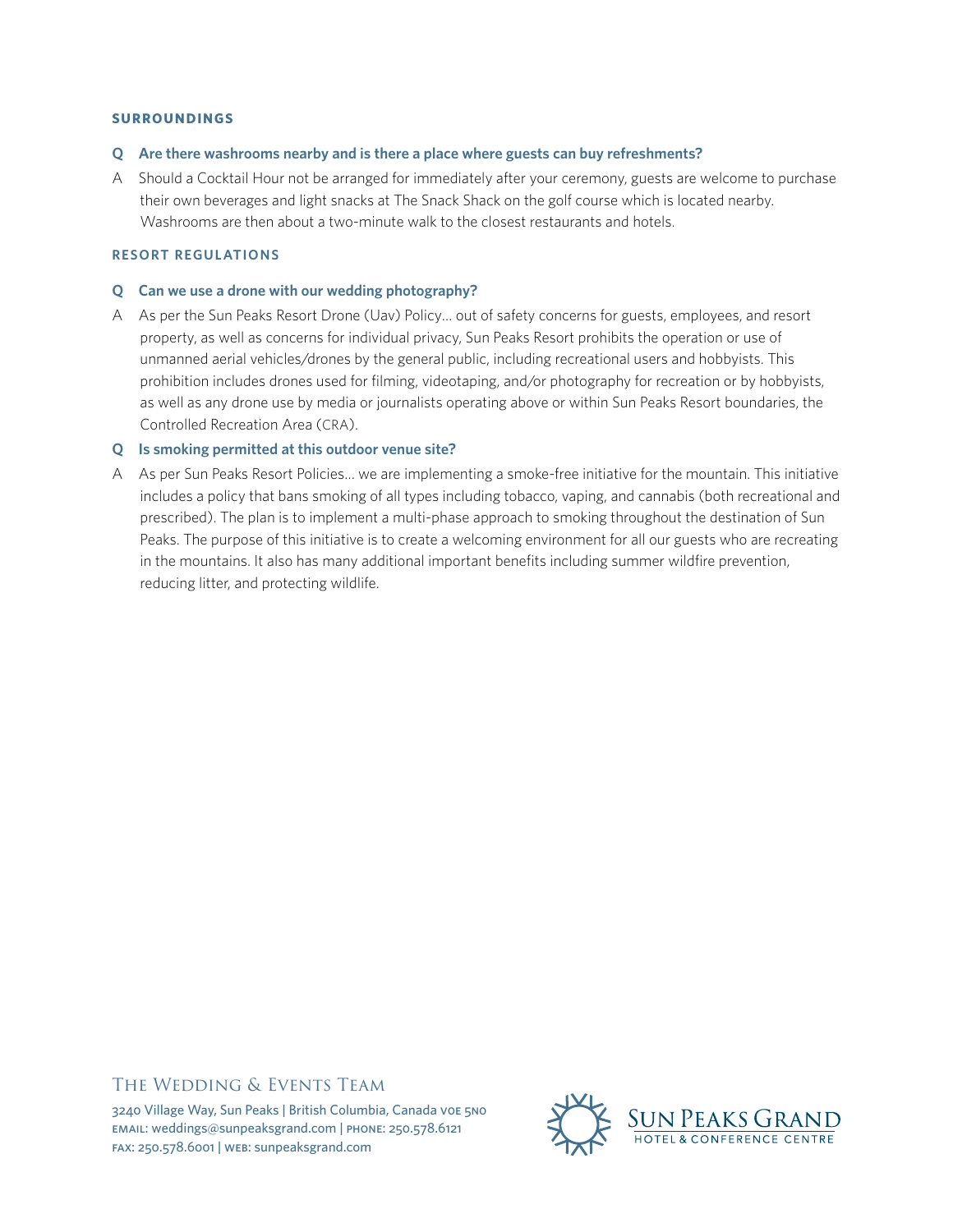### SURROUNDINGS

**Q Are there washrooms nearby and is there a place where guests can buy refreshments?**

A Should a Cocktail Hour not be arranged for immediately after your ceremony, guests are welcome to purchase their own beverages and light snacks at The Snack Shack on the golf course which is located nearby. Washrooms are then about a two-minute walk to the closest restaurants and hotels.

### RESORT REGULATIONS

**Q Can we use a drone with our wedding photography?**

A As per the Sun Peaks Resort Drone (Uav) Policy… out of safety concerns for guests, employees, and resort property, as well as concerns for individual privacy, Sun Peaks Resort prohibits the operation or use of unmanned aerial vehicles/drones by the general public, including recreational users and hobbyists. This prohibition includes drones used for filming, videotaping, and/or photography for recreation or by hobbyists, as well as any drone use by media or journalists operating above or within Sun Peaks Resort boundaries, the Controlled Recreation Area (CRA).

**Q Is smoking permitted at this outdoor venue site?**

A As per Sun Peaks Resort Policies… we are implementing a smoke-free initiative for the mountain. This initiative includes a policy that bans smoking of all types including tobacco, vaping, and cannabis (both recreational and prescribed). The plan is to implement a multi-phase approach to smoking throughout the destination of Sun Peaks. The purpose of this initiative is to create a welcoming environment for all our guests who are recreating in the mountains. It also has many additional important benefits including summer wildfire prevention, reducing litter, and protecting wildlife.

The Wedding & Events Team

3240 Village Way, Sun Peaks | British Columbia, Canada V0E 5N0
EMAIL: weddings@sunpeaksgrand.com | PHONE: 250.578.6121
FAX: 250.578.6001 | WEB: sunpeaksgrand.com

Sun Peaks Grand
HOTEL & CONFERENCE CENTRE